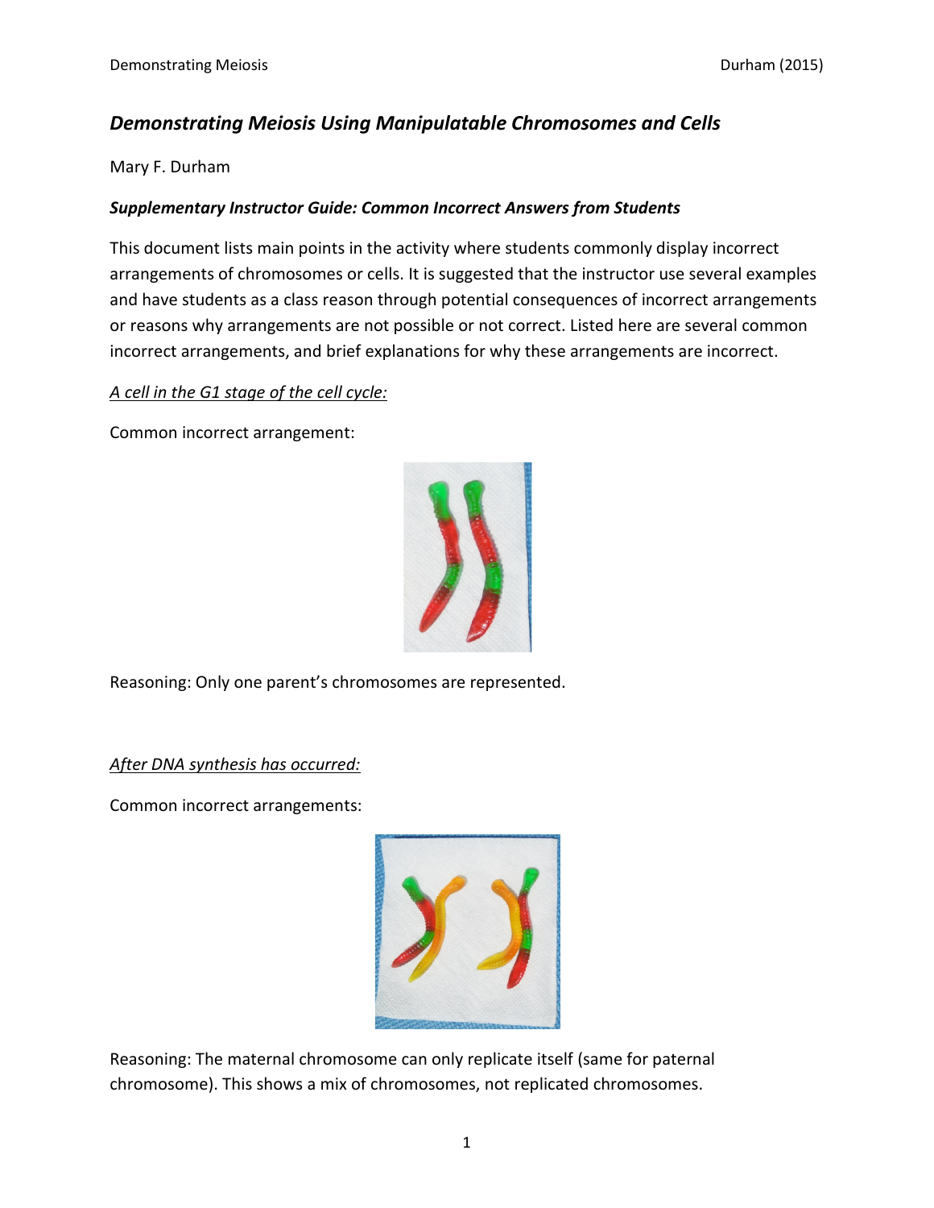## *Demonstrating Meiosis Using Manipulatable Chromosomes and Cells*

Mary F. Durham

### *Supplementary Instructor Guide: Common Incorrect Answers from Students*

This document lists main points in the activity where students commonly display incorrect arrangements of chromosomes or cells. It is suggested that the instructor use several examples and have students as a class reason through potential consequences of incorrect arrangements or reasons why arrangements are not possible or not correct. Listed here are several common incorrect arrangements, and brief explanations for why these arrangements are incorrect.

*A cell in the G1 stage of the cell cycle:*

Common incorrect arrangement:

Reasoning: Only one parent's chromosomes are represented.

*After DNA synthesis has occurred:*

Common incorrect arrangements:

Reasoning: The maternal chromosome can only replicate itself (same for paternal chromosome). This shows a mix of chromosomes, not replicated chromosomes.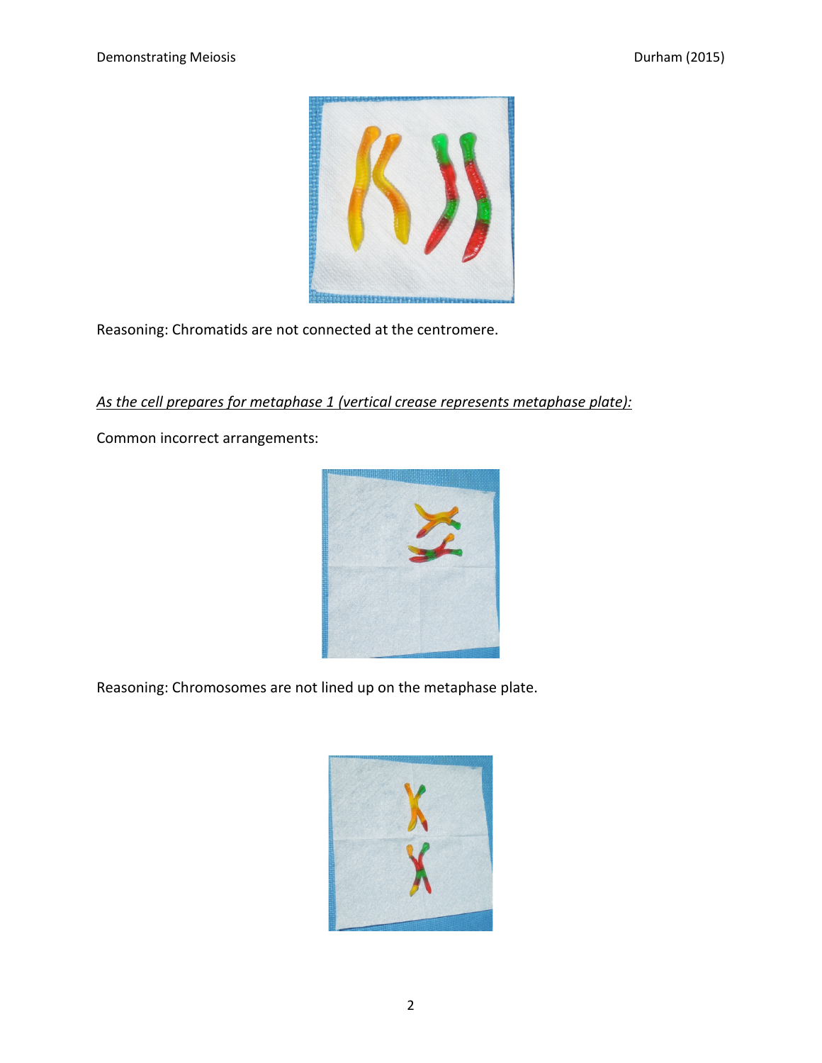Reasoning: Chromatids are not connected at the centromere.

*As the cell prepares for metaphase 1 (vertical crease represents metaphase plate):*

Common incorrect arrangements:

Reasoning: Chromosomes are not lined up on the metaphase plate.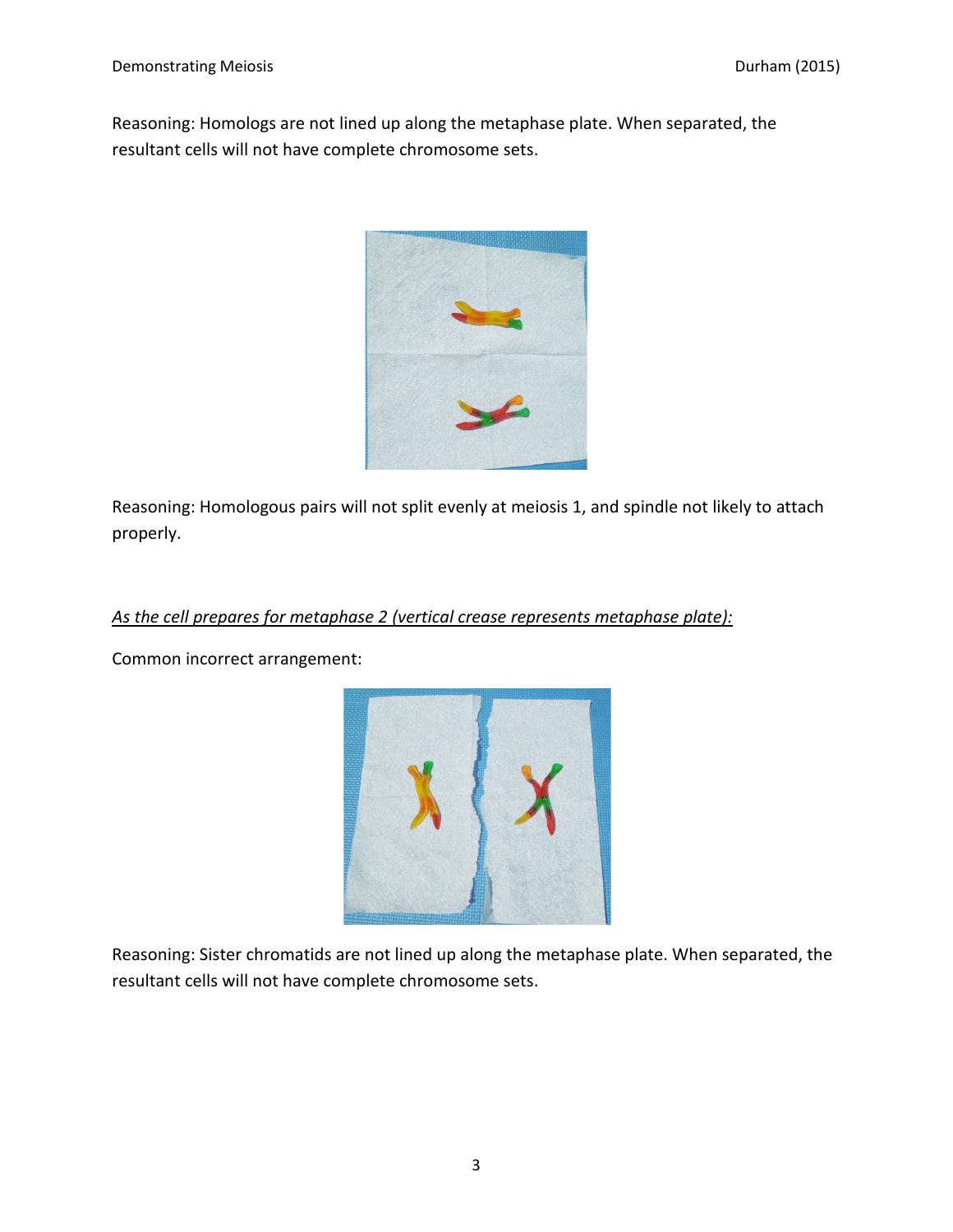Reasoning: Homologs are not lined up along the metaphase plate. When separated, the resultant cells will not have complete chromosome sets.

Reasoning: Homologous pairs will not split evenly at meiosis 1, and spindle not likely to attach properly.

*As the cell prepares for metaphase 2 (vertical crease represents metaphase plate):*

Common incorrect arrangement:

Reasoning: Sister chromatids are not lined up along the metaphase plate. When separated, the resultant cells will not have complete chromosome sets.